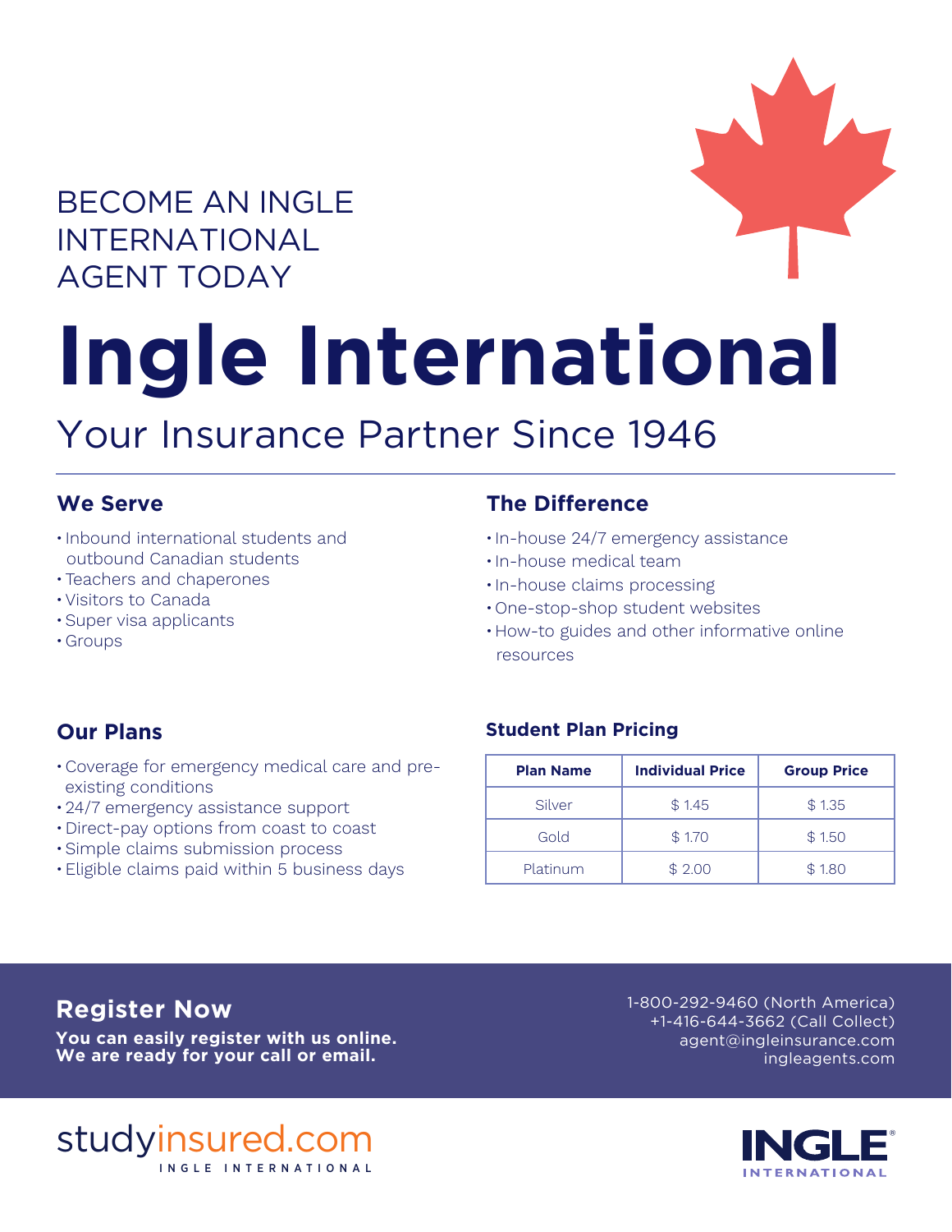BECOME AN INGLE INTERNATIONAL AGENT TODAY

# Ingle International

## Your Insurance Partner Since 1946

### We Serve

- Inbound international students and outbound Canadian students
- Teachers and chaperones
- Visitors to Canada
- Super visa applicants
- Groups

### The Difference

- In-house 24/7 emergency assistance
- In-house medical team
- In-house claims processing
- One-stop-shop student websites
- How-to guides and other informative online resources

### Our Plans

- Coverage for emergency medical care and pre-existing conditions
- 24/7 emergency assistance support
- Direct-pay options from coast to coast
- Simple claims submission process
- Eligible claims paid within 5 business days

### Student Plan Pricing

| Plan Name | Individual Price | Group Price |
|---|---|---|
| Silver | $ 1.45 | $ 1.35 |
| Gold | $ 1.70 | $ 1.50 |
| Platinum | $ 2.00 | $ 1.80 |

### Register Now

**You can easily register with us online.**
**We are ready for your call or email.**

1-800-292-9460 (North America)
+1-416-644-3662 (Call Collect)
agent@ingleinsurance.com
ingleagents.com

studyinsured.com
INGLE INTERNATIONAL

INGLE® INTERNATIONAL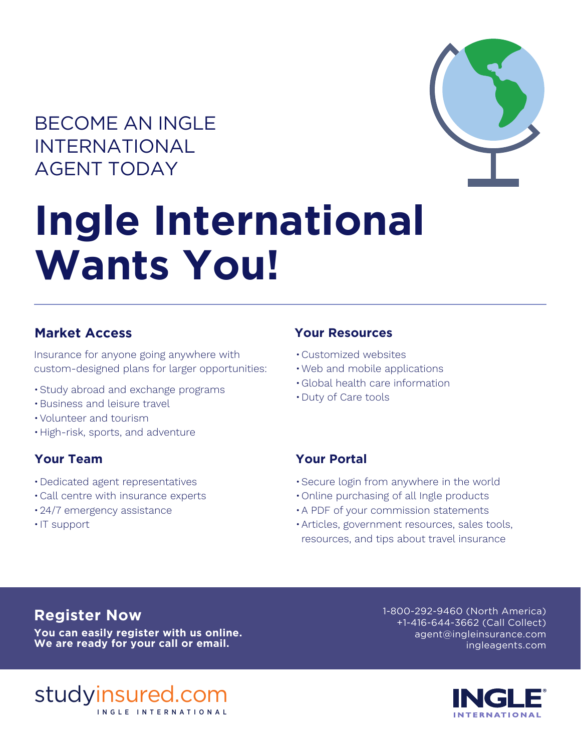BECOME AN INGLE INTERNATIONAL AGENT TODAY

# Ingle International Wants You!

## Market Access

Insurance for anyone going anywhere with custom-designed plans for larger opportunities:

- Study abroad and exchange programs
- Business and leisure travel
- Volunteer and tourism
- High-risk, sports, and adventure

## Your Team

- Dedicated agent representatives
- Call centre with insurance experts
- 24/7 emergency assistance
- IT support

## Your Resources

- Customized websites
- Web and mobile applications
- Global health care information
- Duty of Care tools

## Your Portal

- Secure login from anywhere in the world
- Online purchasing of all Ingle products
- A PDF of your commission statements
- Articles, government resources, sales tools, resources, and tips about travel insurance

## Register Now

**You can easily register with us online.**
**We are ready for your call or email.**

1-800-292-9460 (North America)
+1-416-644-3662 (Call Collect)
agent@ingleinsurance.com
ingleagents.com

studyinsured.com
INGLE INTERNATIONAL

INGLE®
INTERNATIONAL